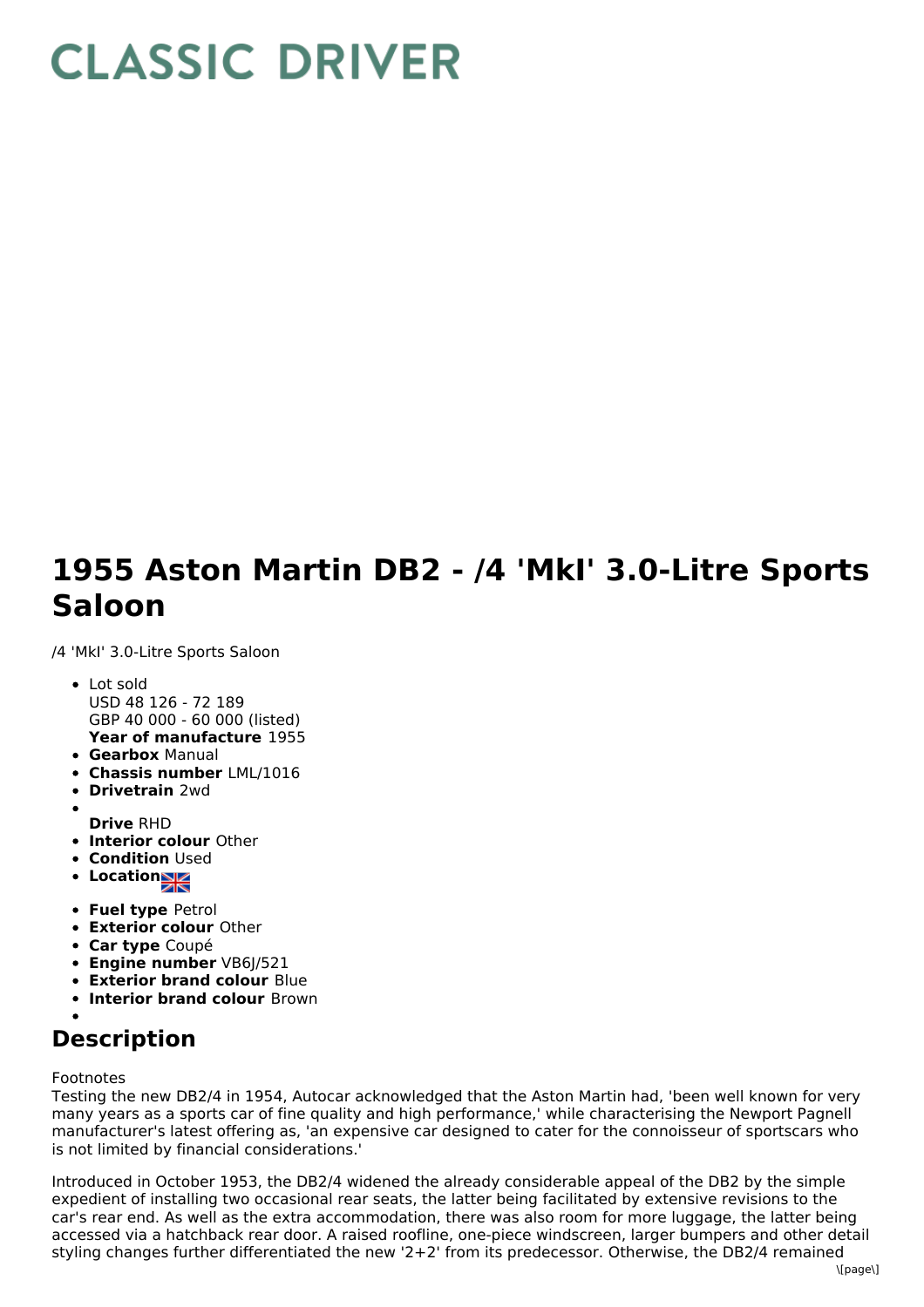# CLASSIC DRIVER

# 1955 Aston Martin DB2 - /4 'MkI' 3.0-Litre Sports Saloon

/4 'MkI' 3.0-Litre Sports Saloon

- Lot sold
  USD 48 126 - 72 189
  GBP 40 000 - 60 000 (listed)
  **Year of manufacture** 1955
- **Gearbox** Manual
- **Chassis number** LML/1016
- **Drivetrain** 2wd
- **Drive** RHD
- **Interior colour** Other
- **Condition** Used
- **Location**
- **Fuel type** Petrol
- **Exterior colour** Other
- **Car type** Coupé
- **Engine number** VB6J/521
- **Exterior brand colour** Blue
- **Interior brand colour** Brown

## Description

Footnotes
Testing the new DB2/4 in 1954, Autocar acknowledged that the Aston Martin had, 'been well known for very many years as a sports car of fine quality and high performance,' while characterising the Newport Pagnell manufacturer's latest offering as, 'an expensive car designed to cater for the connoisseur of sportscars who is not limited by financial considerations.'

Introduced in October 1953, the DB2/4 widened the already considerable appeal of the DB2 by the simple expedient of installing two occasional rear seats, the latter being facilitated by extensive revisions to the car's rear end. As well as the extra accommodation, there was also room for more luggage, the latter being accessed via a hatchback rear door. A raised roofline, one-piece windscreen, larger bumpers and other detail styling changes further differentiated the new '2+2' from its predecessor. Otherwise, the DB2/4 remained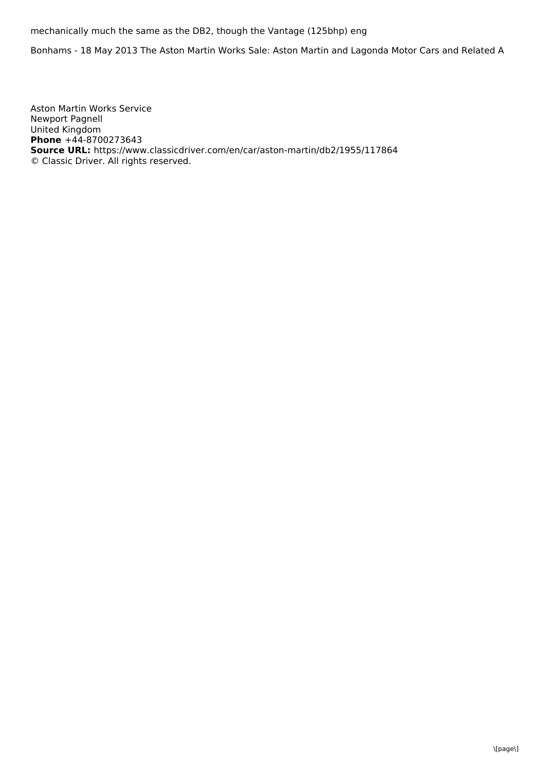mechanically much the same as the DB2, though the Vantage (125bhp) eng

Bonhams - 18 May 2013 The Aston Martin Works Sale: Aston Martin and Lagonda Motor Cars and Related A

Aston Martin Works Service
Newport Pagnell
United Kingdom
**Phone** +44-8700273643
**Source URL:** https://www.classicdriver.com/en/car/aston-martin/db2/1955/117864
© Classic Driver. All rights reserved.